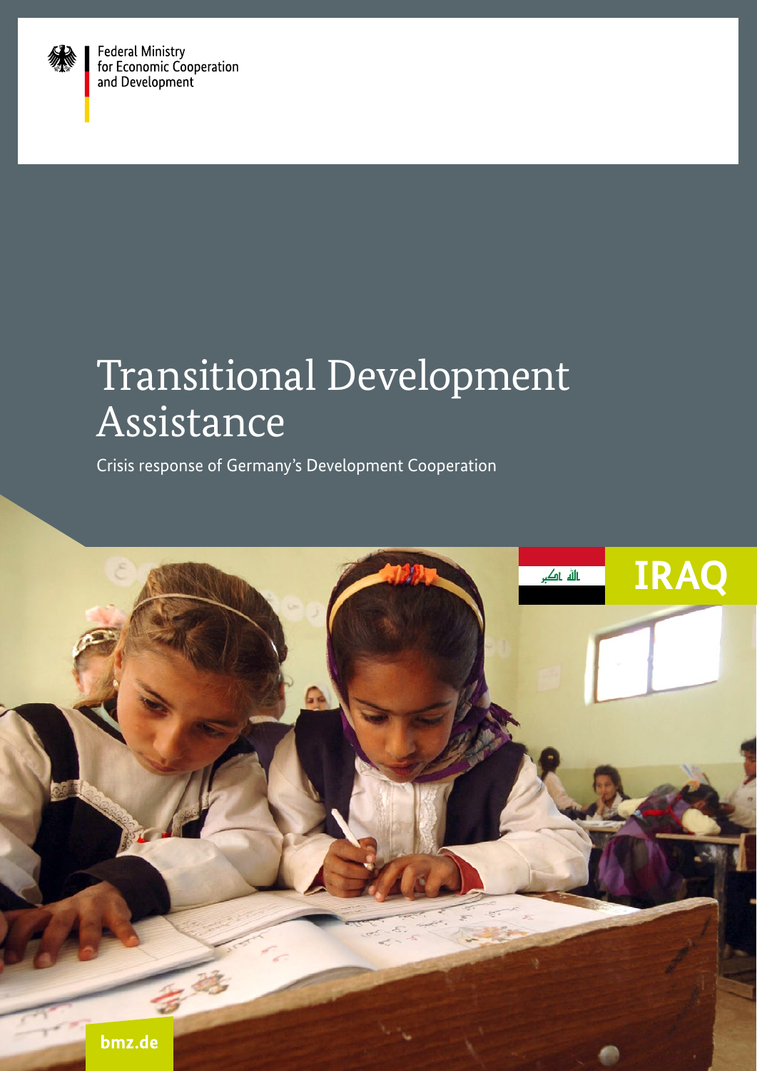Federal Ministry
for Economic Cooperation
and Development

# Transitional Development Assistance

Crisis response of Germany's Development Cooperation

IRAQ

bmz.de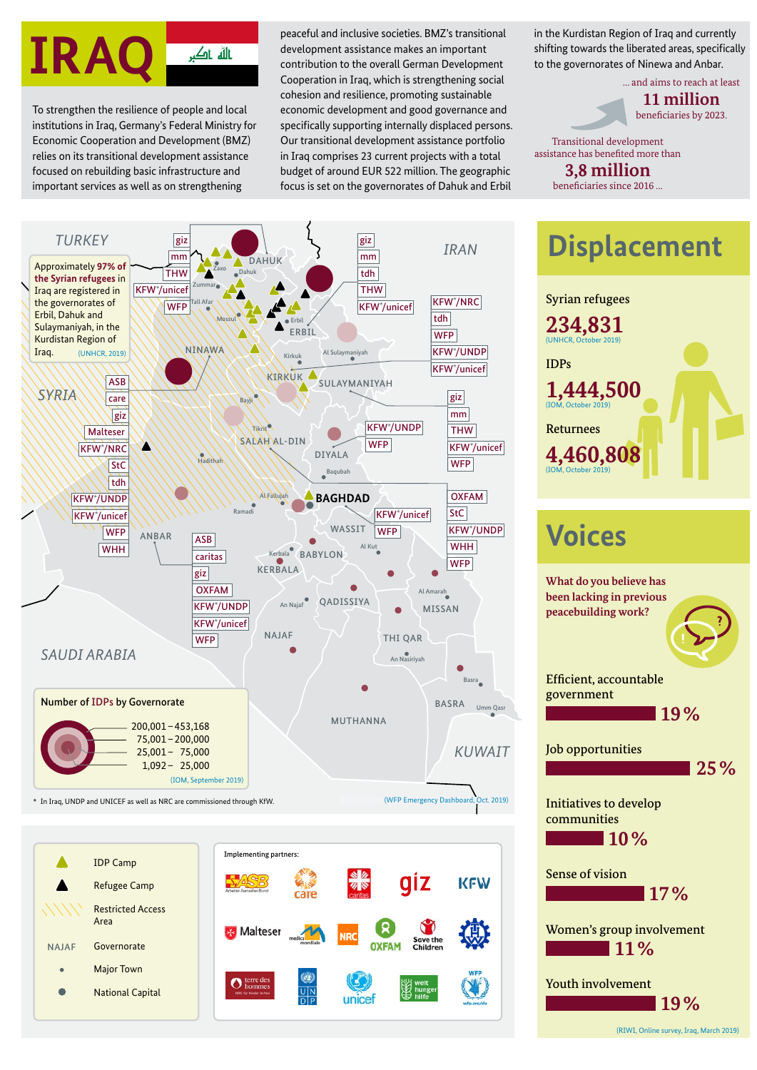# IRAQ

To strengthen the resilience of people and local institutions in Iraq, Germany's Federal Ministry for Economic Cooperation and Development (BMZ) relies on its transitional development assistance focused on rebuilding basic infrastructure and important services as well as on strengthening peaceful and inclusive societies. BMZ's transitional development assistance makes an important contribution to the overall German Development Cooperation in Iraq, which is strengthening social cohesion and resilience, promoting sustainable economic development and good governance and specifically supporting internally displaced persons. Our transitional development assistance portfolio in Iraq comprises 23 current projects with a total budget of around EUR 522 million. The geographic focus is set on the governorates of Dahuk and Erbil in the Kurdistan Region of Iraq and currently shifting towards the liberated areas, specifically to the governorates of Ninewa and Anbar.

Transitional development assistance has benefited more than **3,8 million** beneficiaries since 2016 ...

... and aims to reach at least **11 million** beneficiaries by 2023.

Approximately **97% of the Syrian refugees** in Iraq are registered in the governorates of Erbil, Dahuk and Sulaymaniyah, in the Kurdistan Region of Iraq. (UNHCR, 2019)

**Number of IDPs by Governorate**

- 200,001 – 453,168
- 75,001 – 200,000
- 25,001 – 75,000
- 1,092 – 25,000

(IOM, September 2019)

\* In Iraq, UNDP and UNICEF as well as NRC are commissioned through KfW.

(WFP Emergency Dashboard, Oct. 2019)

**Partners by region (map):**

- Dahuk: giz, mm, THW, KFW*/unicef, WFP
- Erbil: giz, mm, tdh, THW, KFW*/unicef
- Sulaymaniyah: KFW*/NRC, tdh, WFP, KFW*/UNDP, KFW*/unicef
- Ninawa/Anbar (west): ASB, care, giz, Malteser, KFW*/NRC, StC, tdh, KFW*/UNDP, KFW*/unicef, WFP, WHH
- Salah al-Din/Diyala: KFW*/UNDP, WFP; giz, mm, THW, KFW*/unicef, WFP
- Baghdad: KFW*/unicef, WFP
- Anbar/Kerbala: ASB, caritas, giz, OXFAM, KFW*/UNDP, KFW*/unicef, WFP
- South: OXFAM, StC, KFW*/UNDP, WHH, WFP

**Legend:** IDP Camp; Refugee Camp; Restricted Access Area; NAJAF – Governorate; Major Town; National Capital

**Implementing partners:** ASB (Arbeiter-Samariter-Bund), care, caritas, giz, KfW, Malteser, medica mondiale, NRC, OXFAM, Save the Children, THW, terre des hommes, UNDP, unicef, welthungerhilfe, WFP

## Displacement

Syrian refugees
**234,831** (UNHCR, October 2019)

IDPs
**1,444,500** (IOM, October 2019)

Returnees
**4,460,808** (IOM, October 2019)

## Voices

**What do you believe has been lacking in previous peacebuilding work?**

| Answer | Share |
|---|---|
| Efficient, accountable government | 19 % |
| Job opportunities | 25 % |
| Initiatives to develop communities | 10 % |
| Sense of vision | 17 % |
| Women's group involvement | 11 % |
| Youth involvement | 19 % |

(RIWI, Online survey, Iraq, March 2019)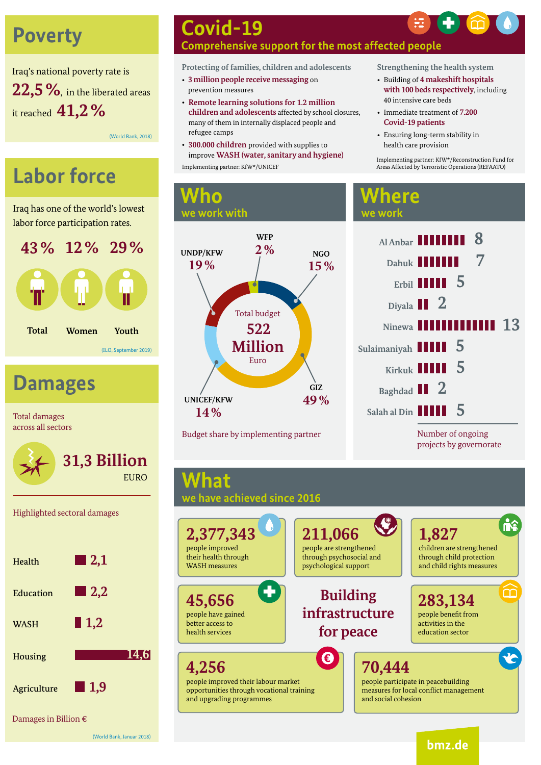## Poverty

Iraq's national poverty rate is **22,5 %**, in the liberated areas it reached **41,2 %**

(World Bank, 2018)

## Labor force

Iraq has one of the world's lowest labor force participation rates.

| Total | Women | Youth |
|---|---|---|
| 43 % | 12 % | 29 % |

(ILO, September 2019)

## Damages

Total damages across all sectors

**31,3 Billion** EURO

Highlighted sectoral damages

| Sector | Damages in Billion € |
|---|---|
| Health | 2,1 |
| Education | 2,2 |
| WASH | 1,2 |
| Housing | 14,6 |
| Agriculture | 1,9 |

Damages in Billion €

(World Bank, Januar 2018)

## Covid-19

### Comprehensive support for the most affected people

**Protecting of families, children and adolescents**

- **3 million people receive messaging** on prevention measures
- **Remote learning solutions for 1.2 million children and adolescents** affected by school closures, many of them in internally displaced people and refugee camps
- **300.000 children** provided with supplies to improve **WASH (water, sanitary and hygiene)**

Implementing partner: KfW*/UNICEF

**Strengthening the health system**

- Building of **4 makeshift hospitals with 100 beds respectively**, including 40 intensive care beds
- Immediate treatment of **7.200 Covid-19 patients**
- Ensuring long-term stability in health care provision

Implementing partner: KfW*/Reconstruction Fund for Areas Affected by Terroristic Operations (REFAATO)

## Who

### we work with

Total budget **522 Million** Euro

| Implementing partner | Budget share |
|---|---|
| GIZ | 49 % |
| UNDP/KFW | 19 % |
| NGO | 15 % |
| UNICEF/KFW | 14 % |
| WFP | 2 % |

Budget share by implementing partner

## Where

### we work

| Governorate | Number of ongoing projects |
|---|---|
| Al Anbar | 8 |
| Dahuk | 7 |
| Erbil | 5 |
| Diyala | 2 |
| Ninewa | 13 |
| Sulaimaniyah | 5 |
| Kirkuk | 5 |
| Baghdad | 2 |
| Salah al Din | 5 |

Number of ongoing projects by governorate

## What

### we have achieved since 2016

**2,377,343** people improved their health through WASH measures

**211,066** people are strengthened through psychosocial and psychological support

**1,827** children are strengthened through child protection and child rights measures

**45,656** people have gained better access to health services

**Building infrastructure for peace**

**283,134** people benefit from activities in the education sector

**4,256** people improved their labour market opportunities through vocational training and upgrading programmes

**70,444** people participate in peacebuilding measures for local conflict management and social cohesion

bmz.de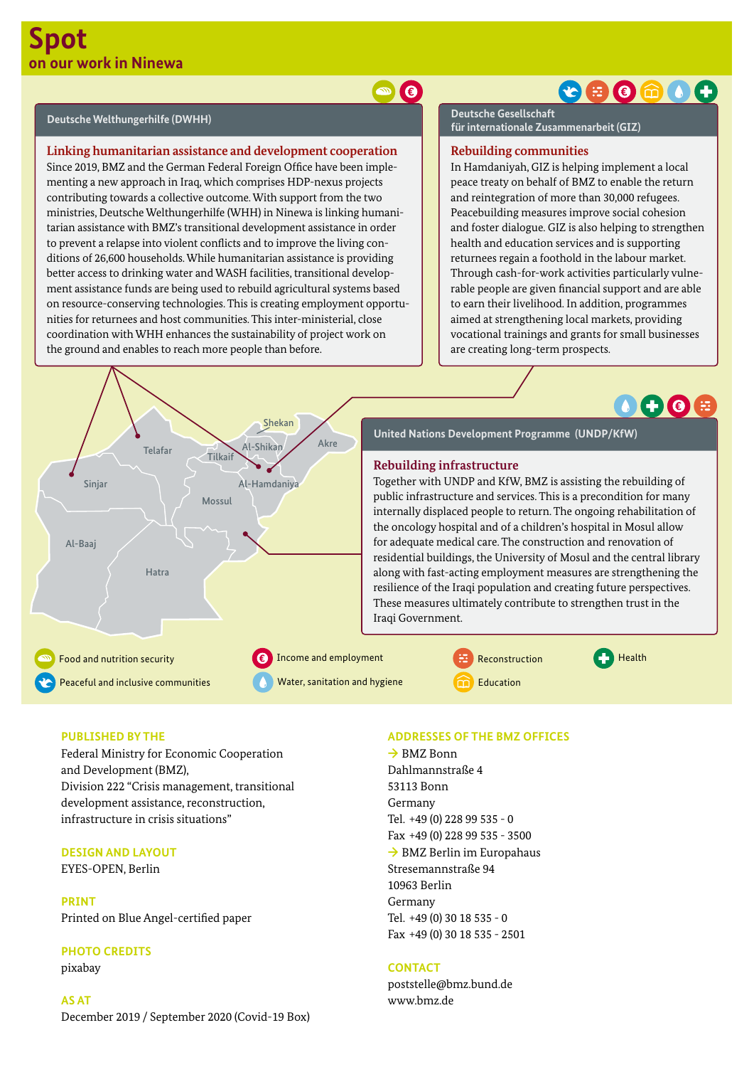# Spot
## on our work in Ninewa

### Deutsche Welthungerhilfe (DWHH)

**Linking humanitarian assistance and development cooperation**

Since 2019, BMZ and the German Federal Foreign Office have been implementing a new approach in Iraq, which comprises HDP-nexus projects contributing towards a collective outcome. With support from the two ministries, Deutsche Welthungerhilfe (WHH) in Ninewa is linking humanitarian assistance with BMZ's transitional development assistance in order to prevent a relapse into violent conflicts and to improve the living conditions of 26,600 households. While humanitarian assistance is providing better access to drinking water and WASH facilities, transitional development assistance funds are being used to rebuild agricultural systems based on resource-conserving technologies. This is creating employment opportunities for returnees and host communities. This inter-ministerial, close coordination with WHH enhances the sustainability of project work on the ground and enables to reach more people than before.

### Deutsche Gesellschaft für internationale Zusammenarbeit (GIZ)

**Rebuilding communities**

In Hamdaniyah, GIZ is helping implement a local peace treaty on behalf of BMZ to enable the return and reintegration of more than 30,000 refugees. Peacebuilding measures improve social cohesion and foster dialogue. GIZ is also helping to strengthen health and education services and is supporting returnees regain a foothold in the labour market. Through cash-for-work activities particularly vulnerable people are given financial support and are able to earn their livelihood. In addition, programmes aimed at strengthening local markets, providing vocational trainings and grants for small businesses are creating long-term prospects.

Shekan
Al-Shikan
Akre
Telafar
Tilkaif
Al-Hamdaniya
Sinjar
Mossul
Al-Baaj
Hatra

### United Nations Development Programme (UNDP/KfW)

**Rebuilding infrastructure**

Together with UNDP and KfW, BMZ is assisting the rebuilding of public infrastructure and services. This is a precondition for many internally displaced people to return. The ongoing rehabilitation of the oncology hospital and of a children's hospital in Mosul allow for adequate medical care. The construction and renovation of residential buildings, the University of Mosul and the central library along with fast-acting employment measures are strengthening the resilience of the Iraqi population and creating future perspectives. These measures ultimately contribute to strengthen trust in the Iraqi Government.

Food and nutrition security
Income and employment
Reconstruction
Health
Peaceful and inclusive communities
Water, sanitation and hygiene
Education

**PUBLISHED BY THE**
Federal Ministry for Economic Cooperation and Development (BMZ),
Division 222 "Crisis management, transitional development assistance, reconstruction, infrastructure in crisis situations"

**DESIGN AND LAYOUT**
EYES-OPEN, Berlin

**PRINT**
Printed on Blue Angel-certified paper

**PHOTO CREDITS**
pixabay

**AS AT**
December 2019 / September 2020 (Covid-19 Box)

**ADDRESSES OF THE BMZ OFFICES**

→ BMZ Bonn
Dahlmannstraße 4
53113 Bonn
Germany
Tel. +49 (0) 228 99 535 - 0
Fax +49 (0) 228 99 535 - 3500

→ BMZ Berlin im Europahaus
Stresemannstraße 94
10963 Berlin
Germany
Tel. +49 (0) 30 18 535 - 0
Fax +49 (0) 30 18 535 - 2501

**CONTACT**
poststelle@bmz.bund.de
www.bmz.de